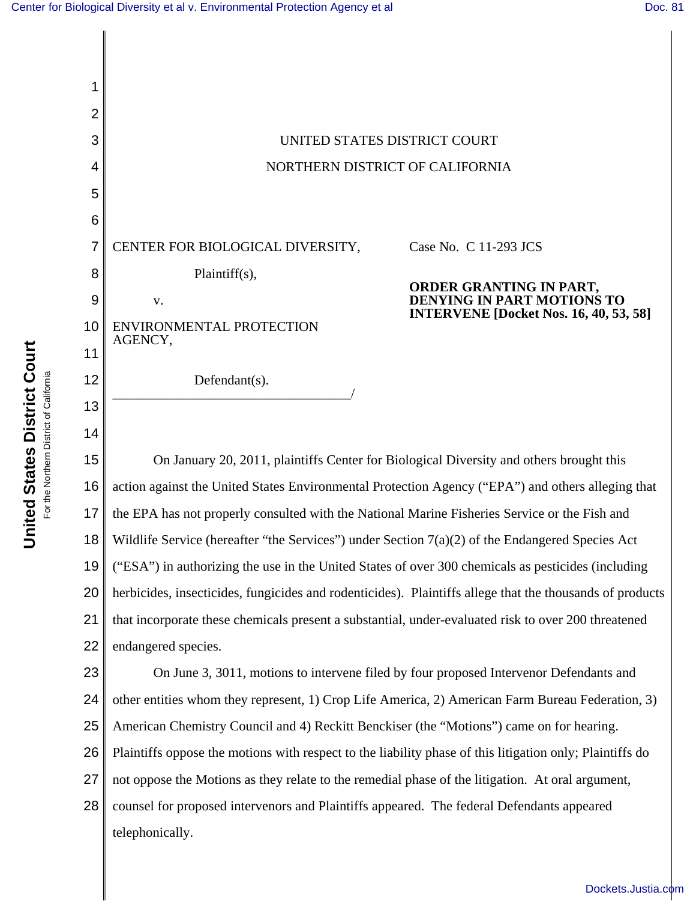UNITED STATES DISTRICT COURT

NORTHERN DISTRICT OF CALIFORNIA

CENTER FOR BIOLOGICAL DIVERSITY,

Plaintiff(s),

v.

ENVIRONMENTAL PROTECTION AGENCY,

Defendant(s).
___________________________________/

Case No. C 11-293 JCS

**ORDER GRANTING IN PART, DENYING IN PART MOTIONS TO INTERVENE [Docket Nos. 16, 40, 53, 58]**

On January 20, 2011, plaintiffs Center for Biological Diversity and others brought this action against the United States Environmental Protection Agency ("EPA") and others alleging that the EPA has not properly consulted with the National Marine Fisheries Service or the Fish and Wildlife Service (hereafter "the Services") under Section 7(a)(2) of the Endangered Species Act ("ESA") in authorizing the use in the United States of over 300 chemicals as pesticides (including herbicides, insecticides, fungicides and rodenticides). Plaintiffs allege that the thousands of products that incorporate these chemicals present a substantial, under-evaluated risk to over 200 threatened endangered species.

On June 3, 3011, motions to intervene filed by four proposed Intervenor Defendants and other entities whom they represent, 1) Crop Life America, 2) American Farm Bureau Federation, 3) American Chemistry Council and 4) Reckitt Benckiser (the "Motions") came on for hearing. Plaintiffs oppose the motions with respect to the liability phase of this litigation only; Plaintiffs do not oppose the Motions as they relate to the remedial phase of the litigation. At oral argument, counsel for proposed intervenors and Plaintiffs appeared. The federal Defendants appeared telephonically.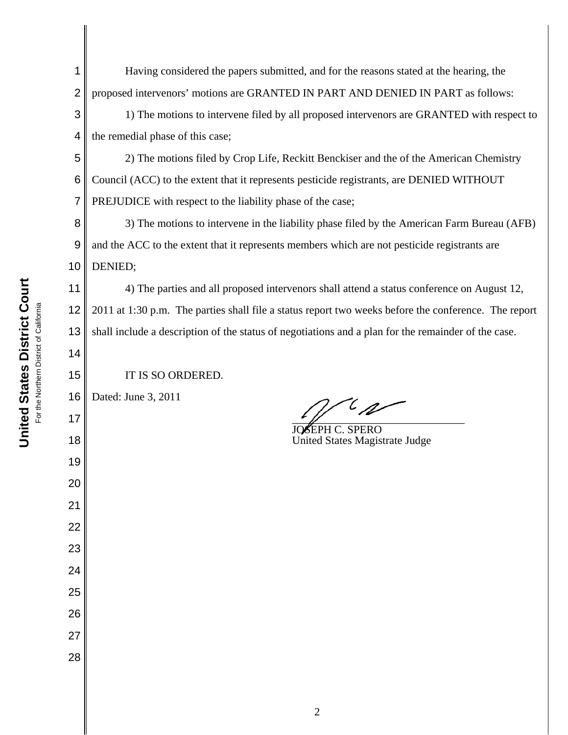Having considered the papers submitted, and for the reasons stated at the hearing, the proposed intervenors' motions are GRANTED IN PART AND DENIED IN PART as follows:

1) The motions to intervene filed by all proposed intervenors are GRANTED with respect to the remedial phase of this case;

2) The motions filed by Crop Life, Reckitt Benckiser and the of the American Chemistry Council (ACC) to the extent that it represents pesticide registrants, are DENIED WITHOUT PREJUDICE with respect to the liability phase of the case;

3) The motions to intervene in the liability phase filed by the American Farm Bureau (AFB) and the ACC to the extent that it represents members which are not pesticide registrants are DENIED;

4) The parties and all proposed intervenors shall attend a status conference on August 12, 2011 at 1:30 p.m. The parties shall file a status report two weeks before the conference. The report shall include a description of the status of negotiations and a plan for the remainder of the case.

IT IS SO ORDERED.

Dated: June 3, 2011

JOSEPH C. SPERO
United States Magistrate Judge